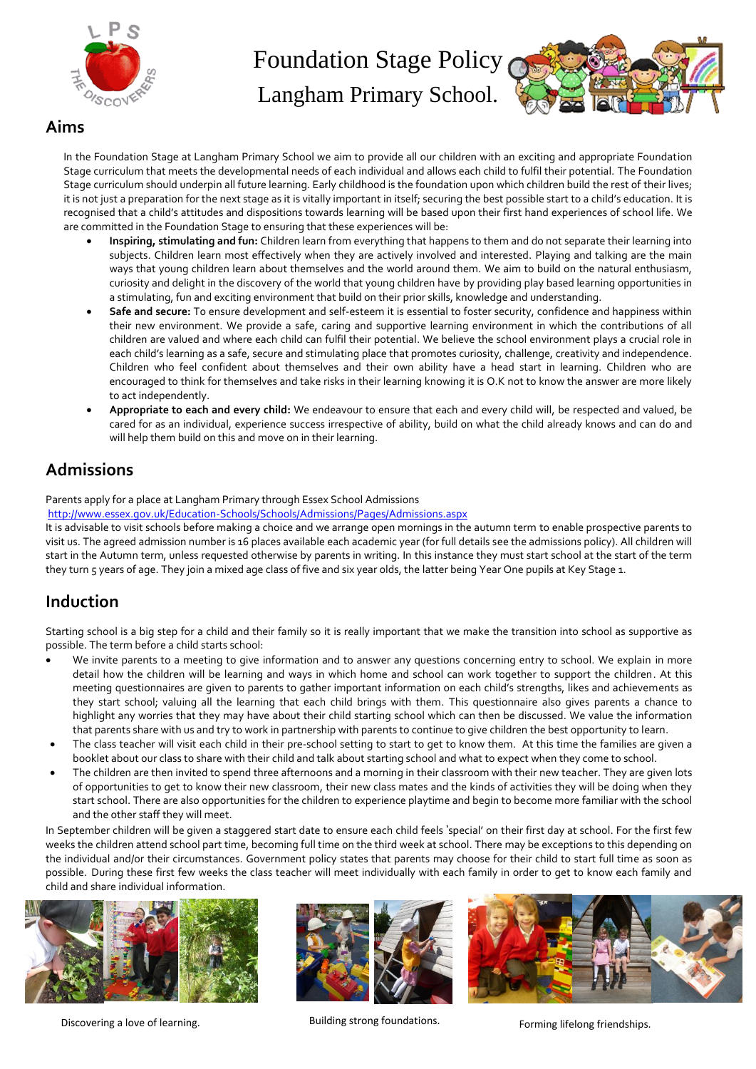# Foundation Stage Policy

# Langham Primary School.

## Aims

In the Foundation Stage at Langham Primary School we aim to provide all our children with an exciting and appropriate Foundation Stage curriculum that meets the developmental needs of each individual and allows each child to fulfil their potential. The Foundation Stage curriculum should underpin all future learning. Early childhood is the foundation upon which children build the rest of their lives; it is not just a preparation for the next stage as it is vitally important in itself; securing the best possible start to a child's education. It is recognised that a child's attitudes and dispositions towards learning will be based upon their first hand experiences of school life. We are committed in the Foundation Stage to ensuring that these experiences will be:

- **Inspiring, stimulating and fun:** Children learn from everything that happens to them and do not separate their learning into subjects. Children learn most effectively when they are actively involved and interested. Playing and talking are the main ways that young children learn about themselves and the world around them. We aim to build on the natural enthusiasm, curiosity and delight in the discovery of the world that young children have by providing play based learning opportunities in a stimulating, fun and exciting environment that build on their prior skills, knowledge and understanding.
- **Safe and secure:** To ensure development and self-esteem it is essential to foster security, confidence and happiness within their new environment. We provide a safe, caring and supportive learning environment in which the contributions of all children are valued and where each child can fulfil their potential. We believe the school environment plays a crucial role in each child's learning as a safe, secure and stimulating place that promotes curiosity, challenge, creativity and independence. Children who feel confident about themselves and their own ability have a head start in learning. Children who are encouraged to think for themselves and take risks in their learning knowing it is O.K not to know the answer are more likely to act independently.
- **Appropriate to each and every child:** We endeavour to ensure that each and every child will, be respected and valued, be cared for as an individual, experience success irrespective of ability, build on what the child already knows and can do and will help them build on this and move on in their learning.

## Admissions

Parents apply for a place at Langham Primary through Essex School Admissions
http://www.essex.gov.uk/Education-Schools/Schools/Admissions/Pages/Admissions.aspx
It is advisable to visit schools before making a choice and we arrange open mornings in the autumn term to enable prospective parents to visit us. The agreed admission number is 16 places available each academic year (for full details see the admissions policy). All children will start in the Autumn term, unless requested otherwise by parents in writing. In this instance they must start school at the start of the term they turn 5 years of age. They join a mixed age class of five and six year olds, the latter being Year One pupils at Key Stage 1.

## Induction

Starting school is a big step for a child and their family so it is really important that we make the transition into school as supportive as possible. The term before a child starts school:

- We invite parents to a meeting to give information and to answer any questions concerning entry to school. We explain in more detail how the children will be learning and ways in which home and school can work together to support the children. At this meeting questionnaires are given to parents to gather important information on each child's strengths, likes and achievements as they start school; valuing all the learning that each child brings with them. This questionnaire also gives parents a chance to highlight any worries that they may have about their child starting school which can then be discussed. We value the information that parents share with us and try to work in partnership with parents to continue to give children the best opportunity to learn.
- The class teacher will visit each child in their pre-school setting to start to get to know them. At this time the families are given a booklet about our class to share with their child and talk about starting school and what to expect when they come to school.
- The children are then invited to spend three afternoons and a morning in their classroom with their new teacher. They are given lots of opportunities to get to know their new classroom, their new class mates and the kinds of activities they will be doing when they start school. There are also opportunities for the children to experience playtime and begin to become more familiar with the school and the other staff they will meet.

In September children will be given a staggered start date to ensure each child feels 'special' on their first day at school. For the first few weeks the children attend school part time, becoming full time on the third week at school. There may be exceptions to this depending on the individual and/or their circumstances. Government policy states that parents may choose for their child to start full time as soon as possible. During these first few weeks the class teacher will meet individually with each family in order to get to know each family and child and share individual information.

Discovering a love of learning.

Building strong foundations.

Forming lifelong friendships.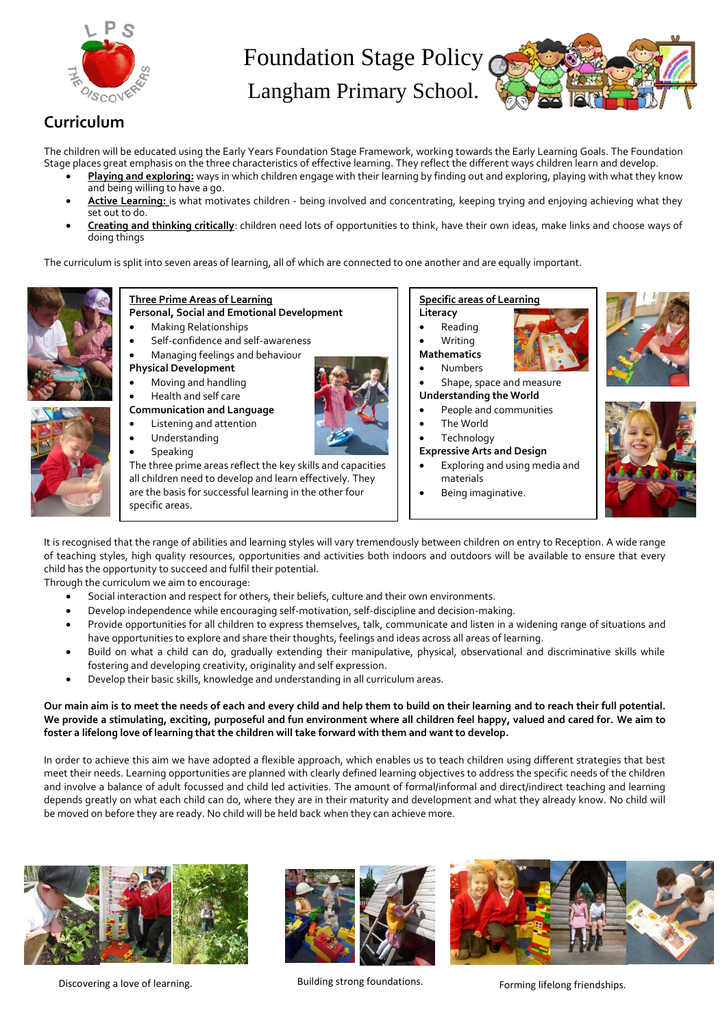# Foundation Stage Policy

# Langham Primary School.

## Curriculum

The children will be educated using the Early Years Foundation Stage Framework, working towards the Early Learning Goals. The Foundation Stage places great emphasis on the three characteristics of effective learning. They reflect the different ways children learn and develop.

- **Playing and exploring:** ways in which children engage with their learning by finding out and exploring, playing with what they know and being willing to have a go.
- **Active Learning:** is what motivates children - being involved and concentrating, keeping trying and enjoying achieving what they set out to do.
- **Creating and thinking critically**: children need lots of opportunities to think, have their own ideas, make links and choose ways of doing things

The curriculum is split into seven areas of learning, all of which are connected to one another and are equally important.

**Three Prime Areas of Learning**

**Personal, Social and Emotional Development**
- Making Relationships
- Self-confidence and self-awareness
- Managing feelings and behaviour

**Physical Development**
- Moving and handling
- Health and self care

**Communication and Language**
- Listening and attention
- Understanding
- Speaking

The three prime areas reflect the key skills and capacities all children need to develop and learn effectively. They are the basis for successful learning in the other four specific areas.

**Specific areas of Learning**

**Literacy**
- Reading
- Writing

**Mathematics**
- Numbers
- Shape, space and measure

**Understanding the World**
- People and communities
- The World
- Technology

**Expressive Arts and Design**
- Exploring and using media and materials
- Being imaginative.

It is recognised that the range of abilities and learning styles will vary tremendously between children on entry to Reception. A wide range of teaching styles, high quality resources, opportunities and activities both indoors and outdoors will be available to ensure that every child has the opportunity to succeed and fulfil their potential.

Through the curriculum we aim to encourage:

- Social interaction and respect for others, their beliefs, culture and their own environments.
- Develop independence while encouraging self-motivation, self-discipline and decision-making.
- Provide opportunities for all children to express themselves, talk, communicate and listen in a widening range of situations and have opportunities to explore and share their thoughts, feelings and ideas across all areas of learning.
- Build on what a child can do, gradually extending their manipulative, physical, observational and discriminative skills while fostering and developing creativity, originality and self expression.
- Develop their basic skills, knowledge and understanding in all curriculum areas.

**Our main aim is to meet the needs of each and every child and help them to build on their learning and to reach their full potential. We provide a stimulating, exciting, purposeful and fun environment where all children feel happy, valued and cared for. We aim to foster a lifelong love of learning that the children will take forward with them and want to develop.**

In order to achieve this aim we have adopted a flexible approach, which enables us to teach children using different strategies that best meet their needs. Learning opportunities are planned with clearly defined learning objectives to address the specific needs of the children and involve a balance of adult focussed and child led activities. The amount of formal/informal and direct/indirect teaching and learning depends greatly on what each child can do, where they are in their maturity and development and what they already know. No child will be moved on before they are ready. No child will be held back when they can achieve more.

Discovering a love of learning.

Building strong foundations.

Forming lifelong friendships.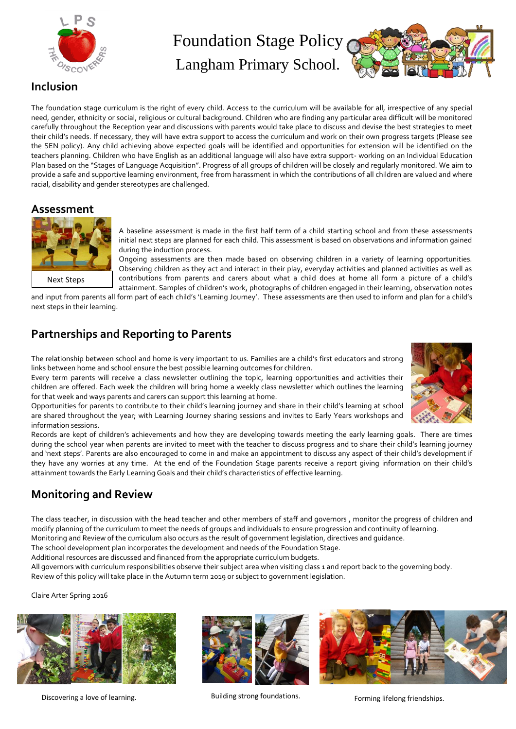# Foundation Stage Policy

Langham Primary School.

## Inclusion

The foundation stage curriculum is the right of every child. Access to the curriculum will be available for all, irrespective of any special need, gender, ethnicity or social, religious or cultural background. Children who are finding any particular area difficult will be monitored carefully throughout the Reception year and discussions with parents would take place to discuss and devise the best strategies to meet their child's needs. If necessary, they will have extra support to access the curriculum and work on their own progress targets (Please see the SEN policy). Any child achieving above expected goals will be identified and opportunities for extension will be identified on the teachers planning. Children who have English as an additional language will also have extra support- working on an Individual Education Plan based on the "Stages of Language Acquisition". Progress of all groups of children will be closely and regularly monitored. We aim to provide a safe and supportive learning environment, free from harassment in which the contributions of all children are valued and where racial, disability and gender stereotypes are challenged.

## Assessment

Next Steps

A baseline assessment is made in the first half term of a child starting school and from these assessments initial next steps are planned for each child. This assessment is based on observations and information gained during the induction process.

Ongoing assessments are then made based on observing children in a variety of learning opportunities. Observing children as they act and interact in their play, everyday activities and planned activities as well as contributions from parents and carers about what a child does at home all form a picture of a child's attainment. Samples of children's work, photographs of children engaged in their learning, observation notes and input from parents all form part of each child's 'Learning Journey'. These assessments are then used to inform and plan for a child's next steps in their learning.

## Partnerships and Reporting to Parents

The relationship between school and home is very important to us. Families are a child's first educators and strong links between home and school ensure the best possible learning outcomes for children.

Every term parents will receive a class newsletter outlining the topic, learning opportunities and activities their children are offered. Each week the children will bring home a weekly class newsletter which outlines the learning for that week and ways parents and carers can support this learning at home.

Opportunities for parents to contribute to their child's learning journey and share in their child's learning at school are shared throughout the year; with Learning Journey sharing sessions and invites to Early Years workshops and information sessions.

Records are kept of children's achievements and how they are developing towards meeting the early learning goals. There are times during the school year when parents are invited to meet with the teacher to discuss progress and to share their child's learning journey and 'next steps'. Parents are also encouraged to come in and make an appointment to discuss any aspect of their child's development if they have any worries at any time. At the end of the Foundation Stage parents receive a report giving information on their child's attainment towards the Early Learning Goals and their child's characteristics of effective learning.

## Monitoring and Review

The class teacher, in discussion with the head teacher and other members of staff and governors , monitor the progress of children and modify planning of the curriculum to meet the needs of groups and individuals to ensure progression and continuity of learning.

Monitoring and Review of the curriculum also occurs as the result of government legislation, directives and guidance.

The school development plan incorporates the development and needs of the Foundation Stage.

Additional resources are discussed and financed from the appropriate curriculum budgets.

All governors with curriculum responsibilities observe their subject area when visiting class 1 and report back to the governing body.

Review of this policy will take place in the Autumn term 2019 or subject to government legislation.

Claire Arter Spring 2016

Discovering a love of learning.

Building strong foundations.

Forming lifelong friendships.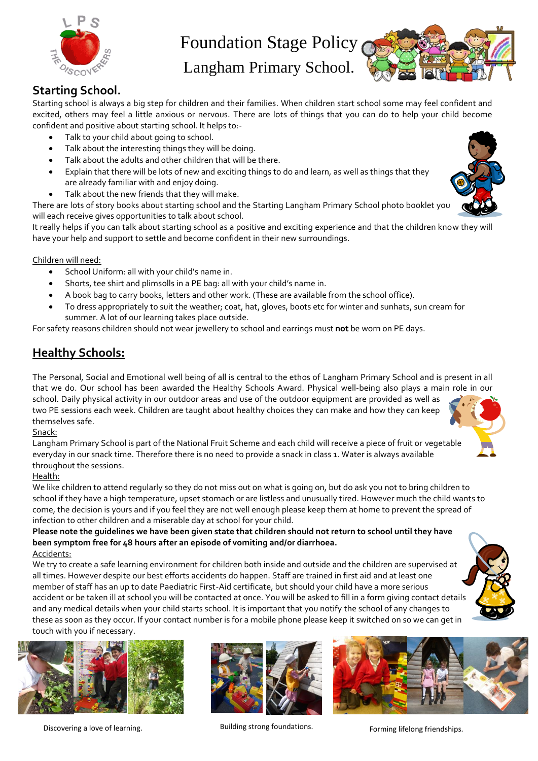# Foundation Stage Policy

## Langham Primary School.

### Starting School.

Starting school is always a big step for children and their families. When children start school some may feel confident and excited, others may feel a little anxious or nervous. There are lots of things that you can do to help your child become confident and positive about starting school. It helps to:-

- Talk to your child about going to school.
- Talk about the interesting things they will be doing.
- Talk about the adults and other children that will be there.
- Explain that there will be lots of new and exciting things to do and learn, as well as things that they are already familiar with and enjoy doing.
- Talk about the new friends that they will make.

There are lots of story books about starting school and the Starting Langham Primary School photo booklet you will each receive gives opportunities to talk about school.

It really helps if you can talk about starting school as a positive and exciting experience and that the children know they will have your help and support to settle and become confident in their new surroundings.

Children will need:

- School Uniform: all with your child's name in.
- Shorts, tee shirt and plimsolls in a PE bag: all with your child's name in.
- A book bag to carry books, letters and other work. (These are available from the school office).
- To dress appropriately to suit the weather; coat, hat, gloves, boots etc for winter and sunhats, sun cream for summer. A lot of our learning takes place outside.

For safety reasons children should not wear jewellery to school and earrings must **not** be worn on PE days.

### Healthy Schools:

The Personal, Social and Emotional well being of all is central to the ethos of Langham Primary School and is present in all that we do. Our school has been awarded the Healthy Schools Award. Physical well-being also plays a main role in our school. Daily physical activity in our outdoor areas and use of the outdoor equipment are provided as well as two PE sessions each week. Children are taught about healthy choices they can make and how they can keep themselves safe.

Snack:

Langham Primary School is part of the National Fruit Scheme and each child will receive a piece of fruit or vegetable everyday in our snack time. Therefore there is no need to provide a snack in class 1. Water is always available throughout the sessions.

Health:

We like children to attend regularly so they do not miss out on what is going on, but do ask you not to bring children to school if they have a high temperature, upset stomach or are listless and unusually tired. However much the child wants to come, the decision is yours and if you feel they are not well enough please keep them at home to prevent the spread of infection to other children and a miserable day at school for your child.

**Please note the guidelines we have been given state that children should not return to school until they have been symptom free for 48 hours after an episode of vomiting and/or diarrhoea.**

Accidents:

We try to create a safe learning environment for children both inside and outside and the children are supervised at all times. However despite our best efforts accidents do happen. Staff are trained in first aid and at least one member of staff has an up to date Paediatric First-Aid certificate, but should your child have a more serious accident or be taken ill at school you will be contacted at once. You will be asked to fill in a form giving contact details and any medical details when your child starts school. It is important that you notify the school of any changes to these as soon as they occur. If your contact number is for a mobile phone please keep it switched on so we can get in touch with you if necessary.

Discovering a love of learning.

Building strong foundations.

Forming lifelong friendships.